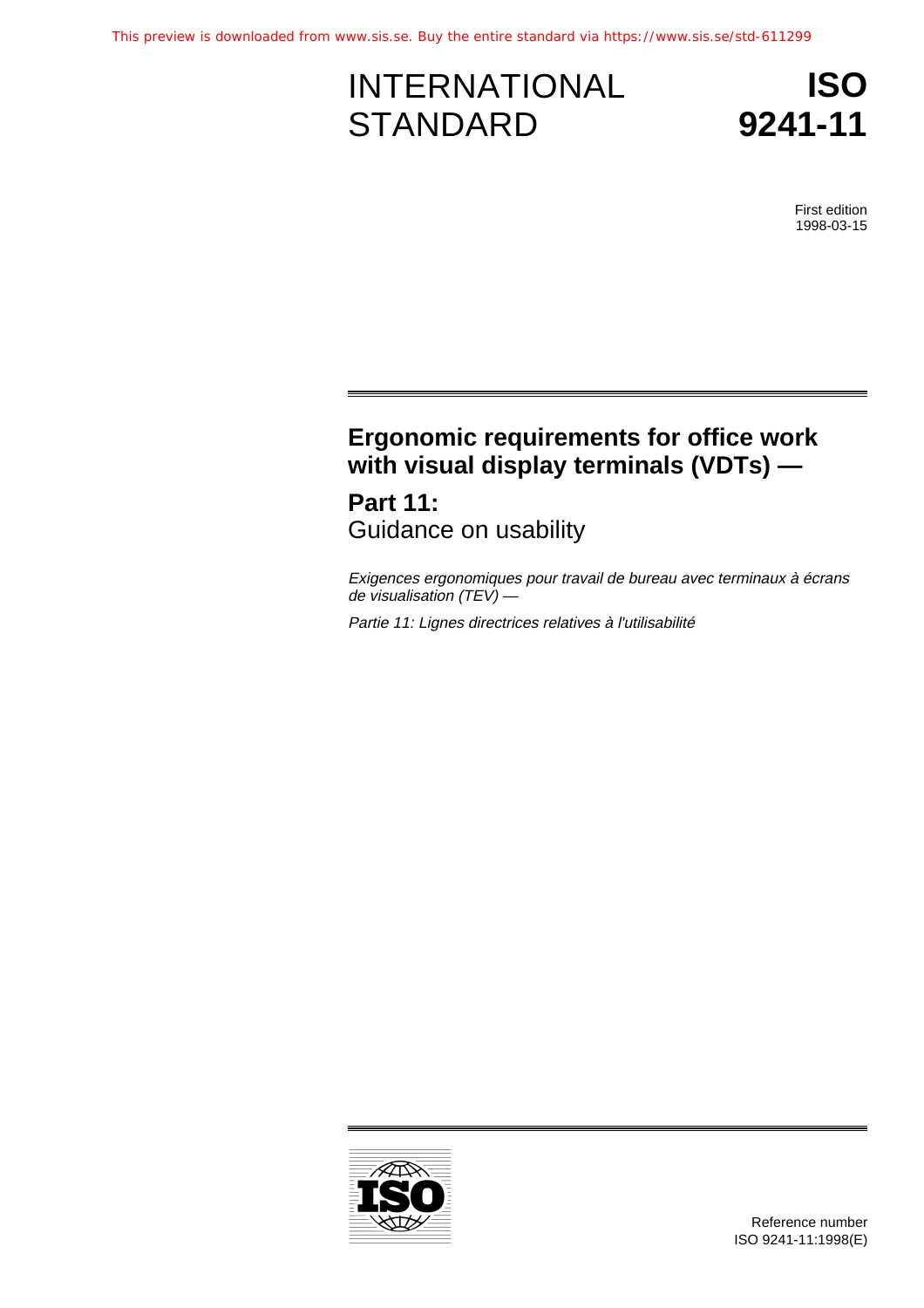This preview is downloaded from www.sis.se. Buy the entire standard via https://www.sis.se/std-611299

# INTERNATIONAL STANDARD

# ISO 9241-11

First edition
1998-03-15

## Ergonomic requirements for office work with visual display terminals (VDTs) —

## Part 11:
Guidance on usability

*Exigences ergonomiques pour travail de bureau avec terminaux à écrans de visualisation (TEV) —*

*Partie 11: Lignes directrices relatives à l'utilisabilité*

Reference number
ISO 9241-11:1998(E)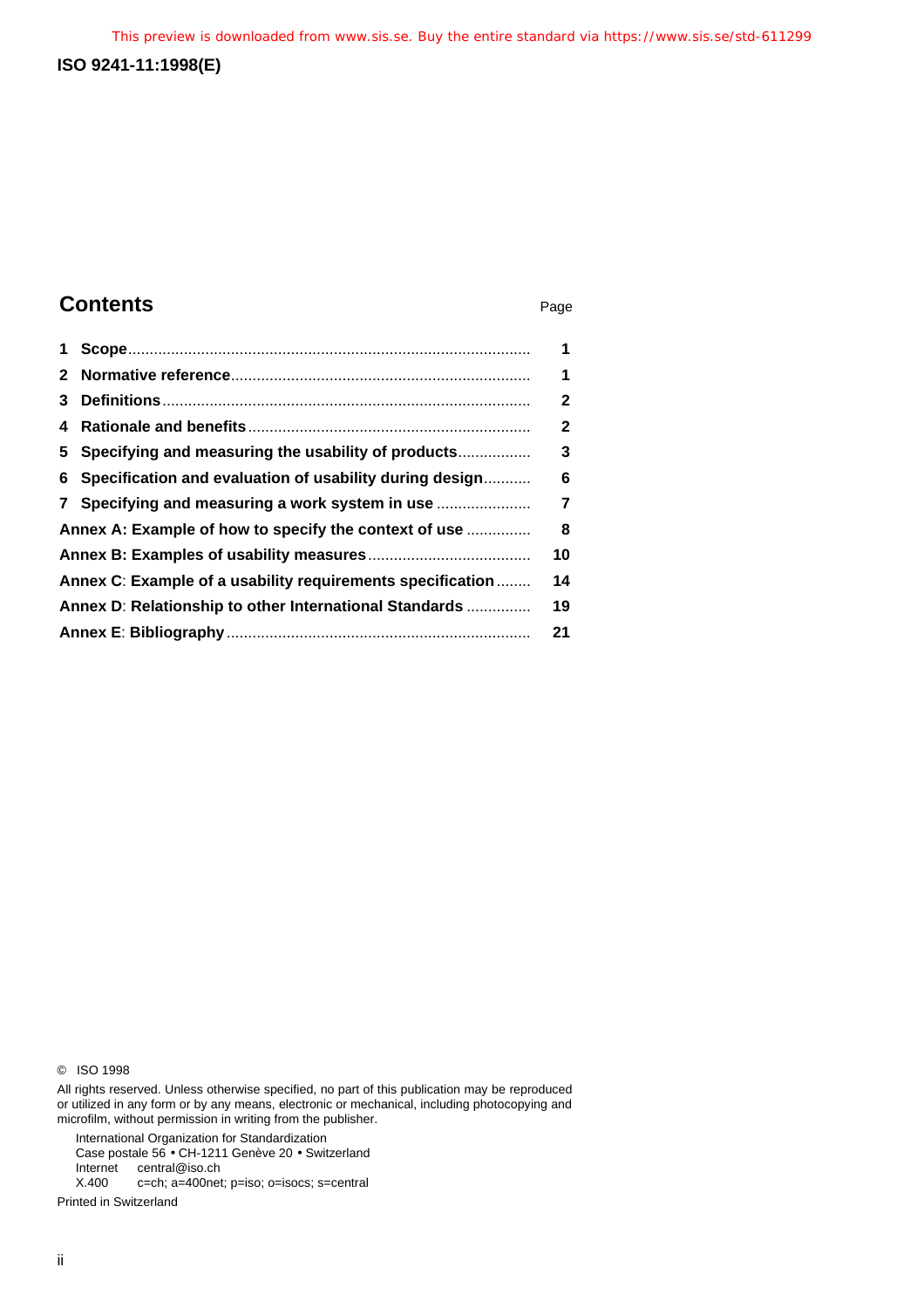## Contents

| | Page |
|---|---|
| **1 Scope** | **1** |
| **2 Normative reference** | **1** |
| **3 Definitions** | **2** |
| **4 Rationale and benefits** | **2** |
| **5 Specifying and measuring the usability of products** | **3** |
| **6 Specification and evaluation of usability during design** | **6** |
| **7 Specifying and measuring a work system in use** | **7** |
| **Annex A: Example of how to specify the context of use** | **8** |
| **Annex B: Examples of usability measures** | **10** |
| **Annex C: Example of a usability requirements specification** | **14** |
| **Annex D: Relationship to other International Standards** | **19** |
| **Annex E: Bibliography** | **21** |

© ISO 1998

All rights reserved. Unless otherwise specified, no part of this publication may be reproduced or utilized in any form or by any means, electronic or mechanical, including photocopying and microfilm, without permission in writing from the publisher.

International Organization for Standardization
Case postale 56 • CH-1211 Genève 20 • Switzerland
Internet central@iso.ch
X.400 c=ch; a=400net; p=iso; o=isocs; s=central

Printed in Switzerland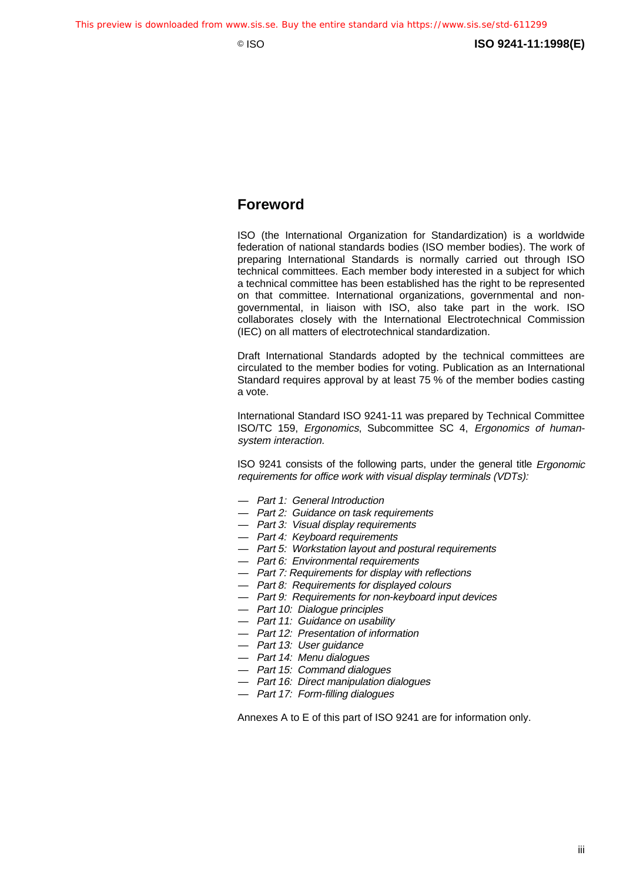## Foreword

ISO (the International Organization for Standardization) is a worldwide federation of national standards bodies (ISO member bodies). The work of preparing International Standards is normally carried out through ISO technical committees. Each member body interested in a subject for which a technical committee has been established has the right to be represented on that committee. International organizations, governmental and non-governmental, in liaison with ISO, also take part in the work. ISO collaborates closely with the International Electrotechnical Commission (IEC) on all matters of electrotechnical standardization.

Draft International Standards adopted by the technical committees are circulated to the member bodies for voting. Publication as an International Standard requires approval by at least 75 % of the member bodies casting a vote.

International Standard ISO 9241-11 was prepared by Technical Committee ISO/TC 159, *Ergonomics*, Subcommittee SC 4, *Ergonomics of human-system interaction.*

ISO 9241 consists of the following parts, under the general title *Ergonomic requirements for office work with visual display terminals (VDTs):*

- *Part 1: General Introduction*
- *Part 2: Guidance on task requirements*
- *Part 3: Visual display requirements*
- *Part 4: Keyboard requirements*
- *Part 5: Workstation layout and postural requirements*
- *Part 6: Environmental requirements*
- *Part 7: Requirements for display with reflections*
- *Part 8: Requirements for displayed colours*
- *Part 9: Requirements for non-keyboard input devices*
- *Part 10: Dialogue principles*
- *Part 11: Guidance on usability*
- *Part 12: Presentation of information*
- *Part 13: User guidance*
- *Part 14: Menu dialogues*
- *Part 15: Command dialogues*
- *Part 16: Direct manipulation dialogues*
- *Part 17: Form-filling dialogues*

Annexes A to E of this part of ISO 9241 are for information only.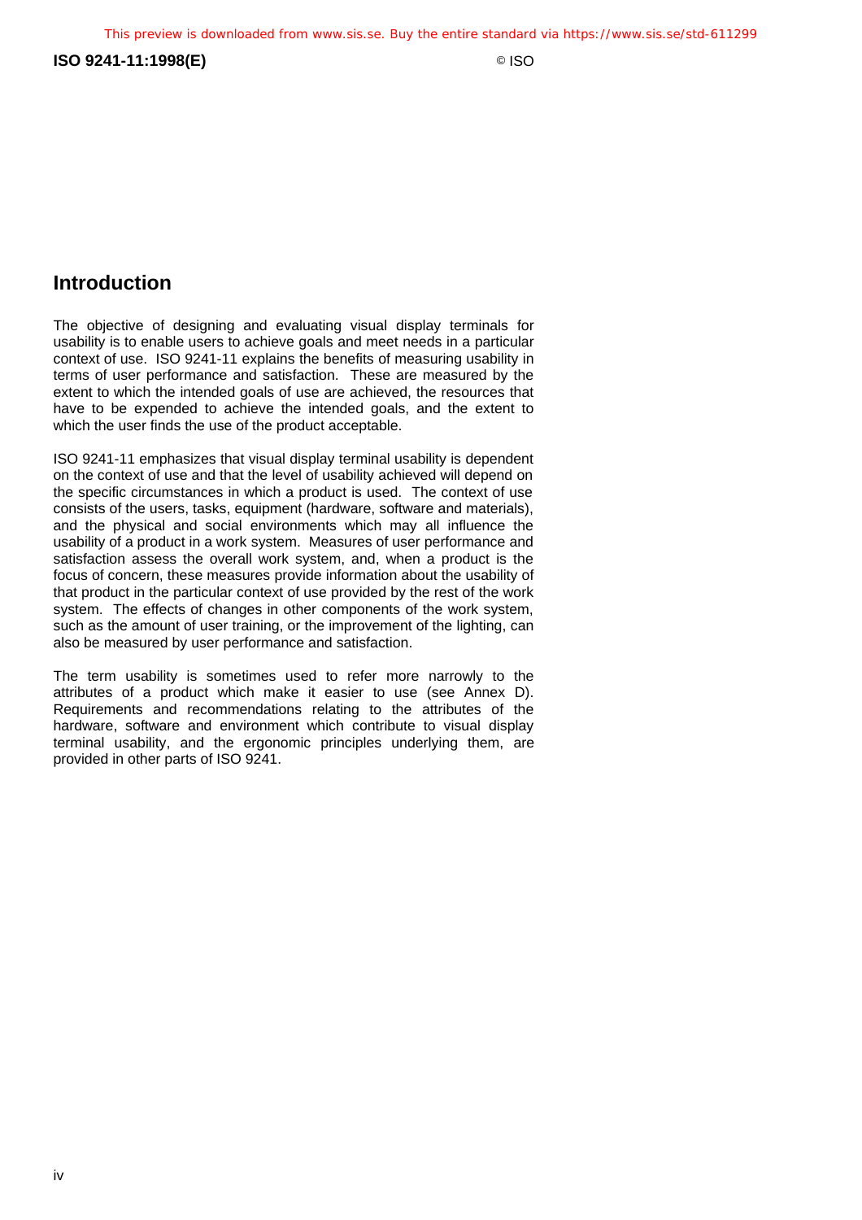## Introduction

The objective of designing and evaluating visual display terminals for usability is to enable users to achieve goals and meet needs in a particular context of use. ISO 9241-11 explains the benefits of measuring usability in terms of user performance and satisfaction. These are measured by the extent to which the intended goals of use are achieved, the resources that have to be expended to achieve the intended goals, and the extent to which the user finds the use of the product acceptable.

ISO 9241-11 emphasizes that visual display terminal usability is dependent on the context of use and that the level of usability achieved will depend on the specific circumstances in which a product is used. The context of use consists of the users, tasks, equipment (hardware, software and materials), and the physical and social environments which may all influence the usability of a product in a work system. Measures of user performance and satisfaction assess the overall work system, and, when a product is the focus of concern, these measures provide information about the usability of that product in the particular context of use provided by the rest of the work system. The effects of changes in other components of the work system, such as the amount of user training, or the improvement of the lighting, can also be measured by user performance and satisfaction.

The term usability is sometimes used to refer more narrowly to the attributes of a product which make it easier to use (see Annex D). Requirements and recommendations relating to the attributes of the hardware, software and environment which contribute to visual display terminal usability, and the ergonomic principles underlying them, are provided in other parts of ISO 9241.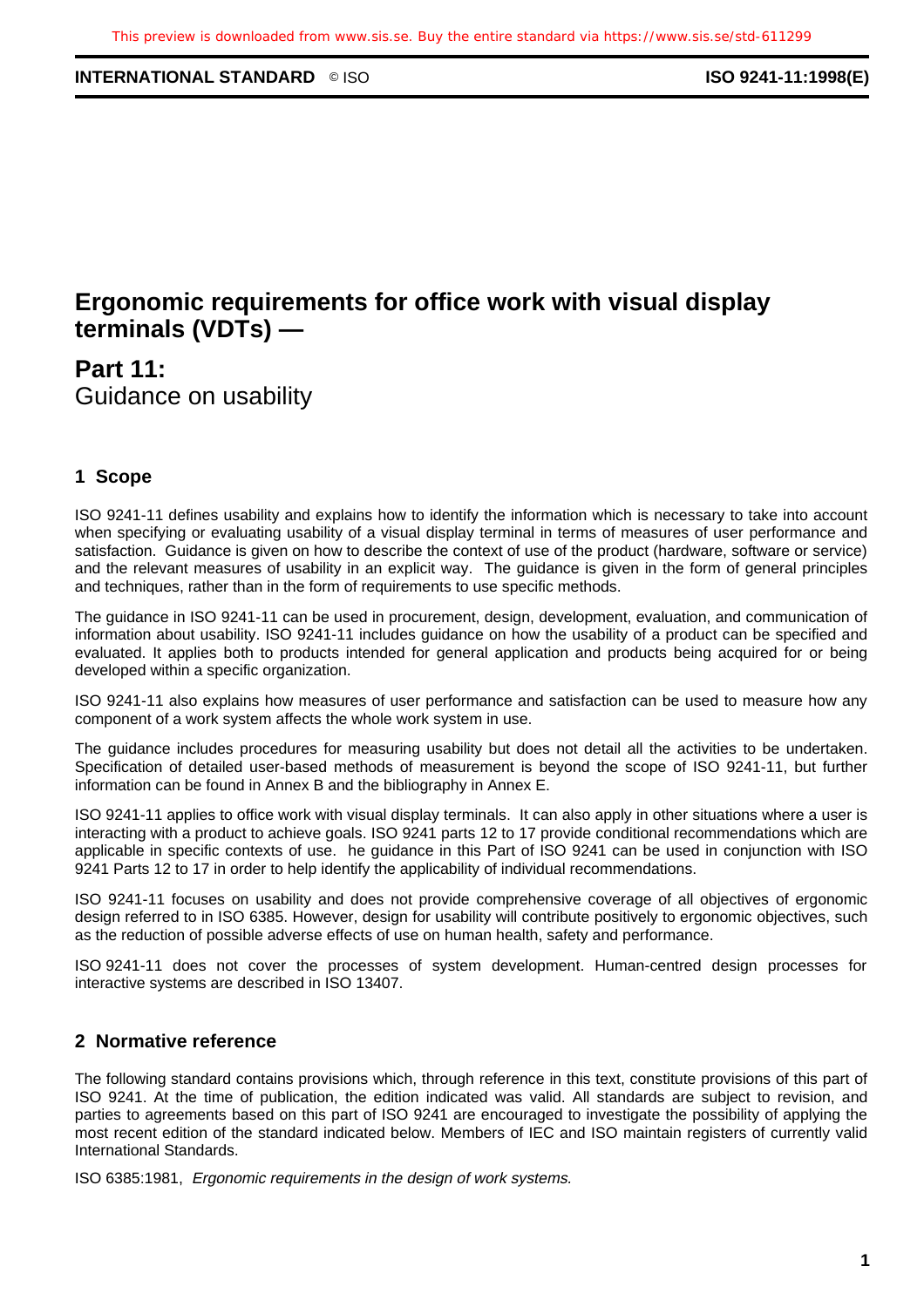# Ergonomic requirements for office work with visual display terminals (VDTs) —

## Part 11:
Guidance on usability

### 1 Scope

ISO 9241-11 defines usability and explains how to identify the information which is necessary to take into account when specifying or evaluating usability of a visual display terminal in terms of measures of user performance and satisfaction. Guidance is given on how to describe the context of use of the product (hardware, software or service) and the relevant measures of usability in an explicit way. The guidance is given in the form of general principles and techniques, rather than in the form of requirements to use specific methods.

The guidance in ISO 9241-11 can be used in procurement, design, development, evaluation, and communication of information about usability. ISO 9241-11 includes guidance on how the usability of a product can be specified and evaluated. It applies both to products intended for general application and products being acquired for or being developed within a specific organization.

ISO 9241-11 also explains how measures of user performance and satisfaction can be used to measure how any component of a work system affects the whole work system in use.

The guidance includes procedures for measuring usability but does not detail all the activities to be undertaken. Specification of detailed user-based methods of measurement is beyond the scope of ISO 9241-11, but further information can be found in Annex B and the bibliography in Annex E.

ISO 9241-11 applies to office work with visual display terminals. It can also apply in other situations where a user is interacting with a product to achieve goals. ISO 9241 parts 12 to 17 provide conditional recommendations which are applicable in specific contexts of use. he guidance in this Part of ISO 9241 can be used in conjunction with ISO 9241 Parts 12 to 17 in order to help identify the applicability of individual recommendations.

ISO 9241-11 focuses on usability and does not provide comprehensive coverage of all objectives of ergonomic design referred to in ISO 6385. However, design for usability will contribute positively to ergonomic objectives, such as the reduction of possible adverse effects of use on human health, safety and performance.

ISO 9241-11 does not cover the processes of system development. Human-centred design processes for interactive systems are described in ISO 13407.

### 2 Normative reference

The following standard contains provisions which, through reference in this text, constitute provisions of this part of ISO 9241. At the time of publication, the edition indicated was valid. All standards are subject to revision, and parties to agreements based on this part of ISO 9241 are encouraged to investigate the possibility of applying the most recent edition of the standard indicated below. Members of IEC and ISO maintain registers of currently valid International Standards.

ISO 6385:1981, *Ergonomic requirements in the design of work systems.*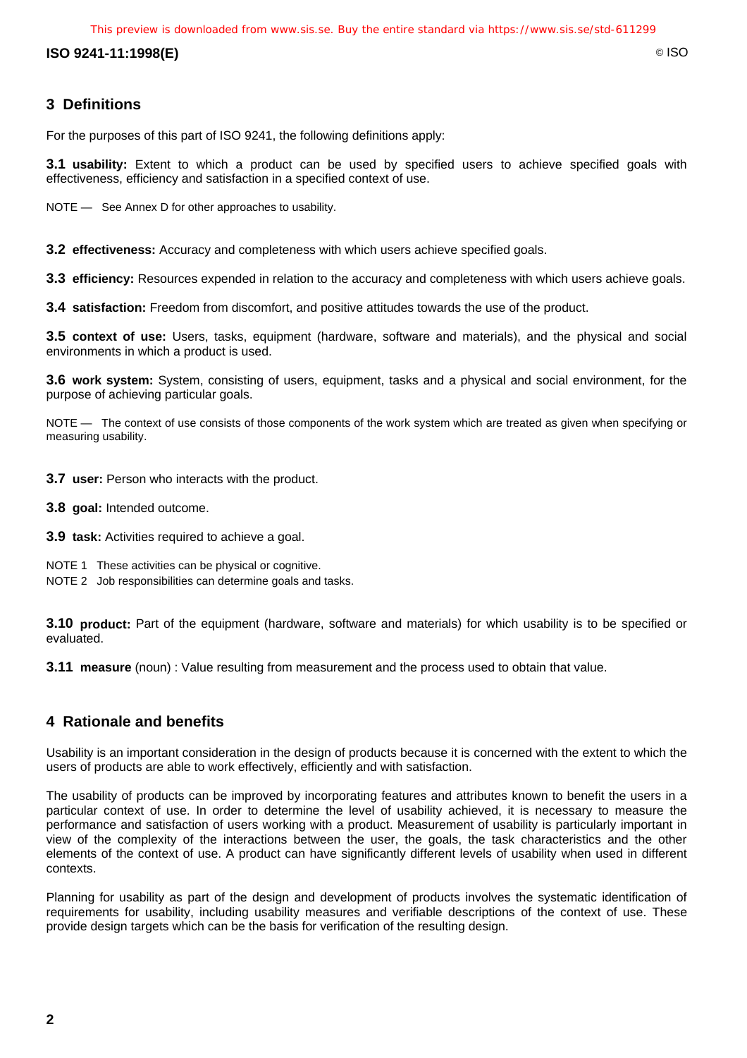## 3 Definitions

For the purposes of this part of ISO 9241, the following definitions apply:

**3.1 usability:** Extent to which a product can be used by specified users to achieve specified goals with effectiveness, efficiency and satisfaction in a specified context of use.

NOTE — See Annex D for other approaches to usability.

**3.2 effectiveness:** Accuracy and completeness with which users achieve specified goals.

**3.3 efficiency:** Resources expended in relation to the accuracy and completeness with which users achieve goals.

**3.4 satisfaction:** Freedom from discomfort, and positive attitudes towards the use of the product.

**3.5 context of use:** Users, tasks, equipment (hardware, software and materials), and the physical and social environments in which a product is used.

**3.6 work system:** System, consisting of users, equipment, tasks and a physical and social environment, for the purpose of achieving particular goals.

NOTE — The context of use consists of those components of the work system which are treated as given when specifying or measuring usability.

**3.7 user:** Person who interacts with the product.

**3.8 goal:** Intended outcome.

**3.9 task:** Activities required to achieve a goal.

NOTE 1 These activities can be physical or cognitive.

NOTE 2 Job responsibilities can determine goals and tasks.

**3.10 product:** Part of the equipment (hardware, software and materials) for which usability is to be specified or evaluated.

**3.11 measure** (noun) : Value resulting from measurement and the process used to obtain that value.

## 4 Rationale and benefits

Usability is an important consideration in the design of products because it is concerned with the extent to which the users of products are able to work effectively, efficiently and with satisfaction.

The usability of products can be improved by incorporating features and attributes known to benefit the users in a particular context of use. In order to determine the level of usability achieved, it is necessary to measure the performance and satisfaction of users working with a product. Measurement of usability is particularly important in view of the complexity of the interactions between the user, the goals, the task characteristics and the other elements of the context of use. A product can have significantly different levels of usability when used in different contexts.

Planning for usability as part of the design and development of products involves the systematic identification of requirements for usability, including usability measures and verifiable descriptions of the context of use. These provide design targets which can be the basis for verification of the resulting design.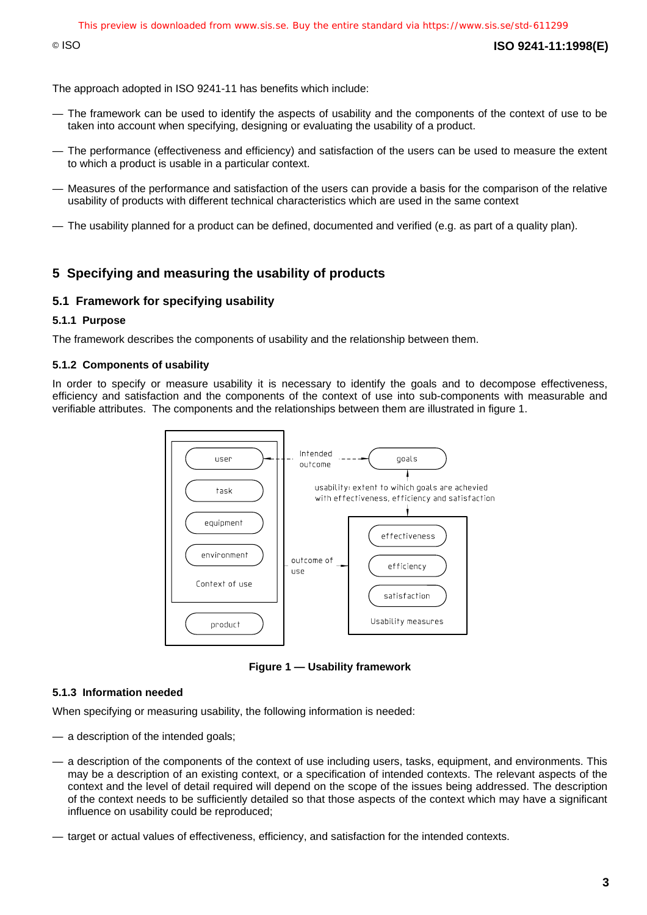The approach adopted in ISO 9241-11 has benefits which include:

— The framework can be used to identify the aspects of usability and the components of the context of use to be taken into account when specifying, designing or evaluating the usability of a product.

— The performance (effectiveness and efficiency) and satisfaction of the users can be used to measure the extent to which a product is usable in a particular context.

— Measures of the performance and satisfaction of the users can provide a basis for the comparison of the relative usability of products with different technical characteristics which are used in the same context

— The usability planned for a product can be defined, documented and verified (e.g. as part of a quality plan).

## 5 Specifying and measuring the usability of products

### 5.1 Framework for specifying usability

#### 5.1.1 Purpose

The framework describes the components of usability and the relationship between them.

#### 5.1.2 Components of usability

In order to specify or measure usability it is necessary to identify the goals and to decompose effectiveness, efficiency and satisfaction and the components of the context of use into sub-components with measurable and verifiable attributes. The components and the relationships between them are illustrated in figure 1.

user
task
equipment
environment
Context of use
product

Intended outcome

goals

usability: extent to which goals are acheived with effectiveness, efficiency and satisfaction

outcome of use

effectiveness
efficiency
satisfaction
Usability measures

**Figure 1 — Usability framework**

#### 5.1.3 Information needed

When specifying or measuring usability, the following information is needed:

— a description of the intended goals;

— a description of the components of the context of use including users, tasks, equipment, and environments. This may be a description of an existing context, or a specification of intended contexts. The relevant aspects of the context and the level of detail required will depend on the scope of the issues being addressed. The description of the context needs to be sufficiently detailed so that those aspects of the context which may have a significant influence on usability could be reproduced;

— target or actual values of effectiveness, efficiency, and satisfaction for the intended contexts.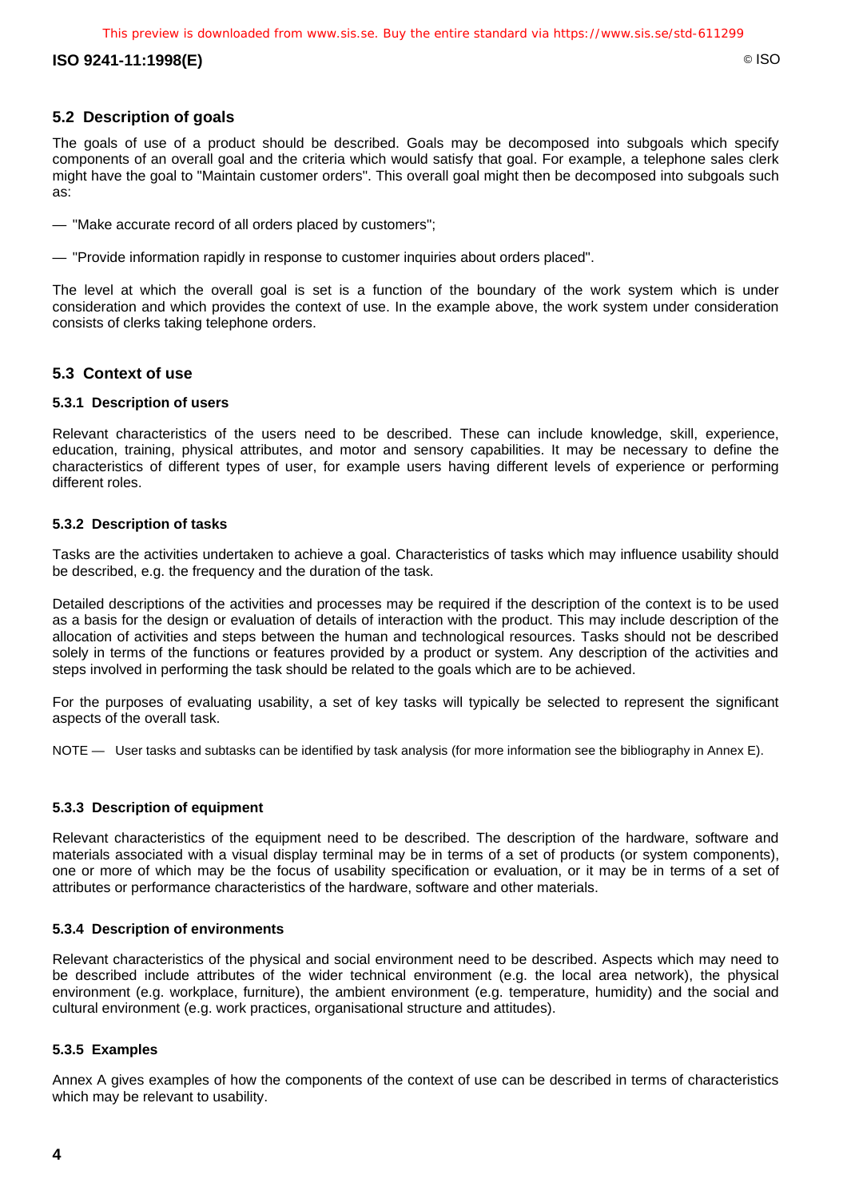## 5.2 Description of goals

The goals of use of a product should be described. Goals may be decomposed into subgoals which specify components of an overall goal and the criteria which would satisfy that goal. For example, a telephone sales clerk might have the goal to "Maintain customer orders". This overall goal might then be decomposed into subgoals such as:

— "Make accurate record of all orders placed by customers";

— "Provide information rapidly in response to customer inquiries about orders placed".

The level at which the overall goal is set is a function of the boundary of the work system which is under consideration and which provides the context of use. In the example above, the work system under consideration consists of clerks taking telephone orders.

## 5.3 Context of use

### 5.3.1 Description of users

Relevant characteristics of the users need to be described. These can include knowledge, skill, experience, education, training, physical attributes, and motor and sensory capabilities. It may be necessary to define the characteristics of different types of user, for example users having different levels of experience or performing different roles.

### 5.3.2 Description of tasks

Tasks are the activities undertaken to achieve a goal. Characteristics of tasks which may influence usability should be described, e.g. the frequency and the duration of the task.

Detailed descriptions of the activities and processes may be required if the description of the context is to be used as a basis for the design or evaluation of details of interaction with the product. This may include description of the allocation of activities and steps between the human and technological resources. Tasks should not be described solely in terms of the functions or features provided by a product or system. Any description of the activities and steps involved in performing the task should be related to the goals which are to be achieved.

For the purposes of evaluating usability, a set of key tasks will typically be selected to represent the significant aspects of the overall task.

NOTE — User tasks and subtasks can be identified by task analysis (for more information see the bibliography in Annex E).

### 5.3.3 Description of equipment

Relevant characteristics of the equipment need to be described. The description of the hardware, software and materials associated with a visual display terminal may be in terms of a set of products (or system components), one or more of which may be the focus of usability specification or evaluation, or it may be in terms of a set of attributes or performance characteristics of the hardware, software and other materials.

### 5.3.4 Description of environments

Relevant characteristics of the physical and social environment need to be described. Aspects which may need to be described include attributes of the wider technical environment (e.g. the local area network), the physical environment (e.g. workplace, furniture), the ambient environment (e.g. temperature, humidity) and the social and cultural environment (e.g. work practices, organisational structure and attitudes).

### 5.3.5 Examples

Annex A gives examples of how the components of the context of use can be described in terms of characteristics which may be relevant to usability.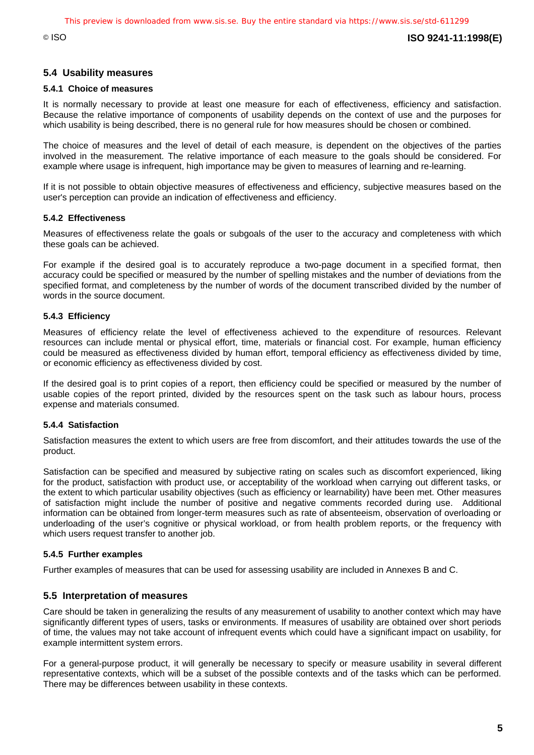## 5.4 Usability measures

### 5.4.1 Choice of measures

It is normally necessary to provide at least one measure for each of effectiveness, efficiency and satisfaction. Because the relative importance of components of usability depends on the context of use and the purposes for which usability is being described, there is no general rule for how measures should be chosen or combined.

The choice of measures and the level of detail of each measure, is dependent on the objectives of the parties involved in the measurement. The relative importance of each measure to the goals should be considered. For example where usage is infrequent, high importance may be given to measures of learning and re-learning.

If it is not possible to obtain objective measures of effectiveness and efficiency, subjective measures based on the user's perception can provide an indication of effectiveness and efficiency.

### 5.4.2 Effectiveness

Measures of effectiveness relate the goals or subgoals of the user to the accuracy and completeness with which these goals can be achieved.

For example if the desired goal is to accurately reproduce a two-page document in a specified format, then accuracy could be specified or measured by the number of spelling mistakes and the number of deviations from the specified format, and completeness by the number of words of the document transcribed divided by the number of words in the source document.

### 5.4.3 Efficiency

Measures of efficiency relate the level of effectiveness achieved to the expenditure of resources. Relevant resources can include mental or physical effort, time, materials or financial cost. For example, human efficiency could be measured as effectiveness divided by human effort, temporal efficiency as effectiveness divided by time, or economic efficiency as effectiveness divided by cost.

If the desired goal is to print copies of a report, then efficiency could be specified or measured by the number of usable copies of the report printed, divided by the resources spent on the task such as labour hours, process expense and materials consumed.

### 5.4.4 Satisfaction

Satisfaction measures the extent to which users are free from discomfort, and their attitudes towards the use of the product.

Satisfaction can be specified and measured by subjective rating on scales such as discomfort experienced, liking for the product, satisfaction with product use, or acceptability of the workload when carrying out different tasks, or the extent to which particular usability objectives (such as efficiency or learnability) have been met. Other measures of satisfaction might include the number of positive and negative comments recorded during use. Additional information can be obtained from longer-term measures such as rate of absenteeism, observation of overloading or underloading of the user's cognitive or physical workload, or from health problem reports, or the frequency with which users request transfer to another job.

### 5.4.5 Further examples

Further examples of measures that can be used for assessing usability are included in Annexes B and C.

## 5.5 Interpretation of measures

Care should be taken in generalizing the results of any measurement of usability to another context which may have significantly different types of users, tasks or environments. If measures of usability are obtained over short periods of time, the values may not take account of infrequent events which could have a significant impact on usability, for example intermittent system errors.

For a general-purpose product, it will generally be necessary to specify or measure usability in several different representative contexts, which will be a subset of the possible contexts and of the tasks which can be performed. There may be differences between usability in these contexts.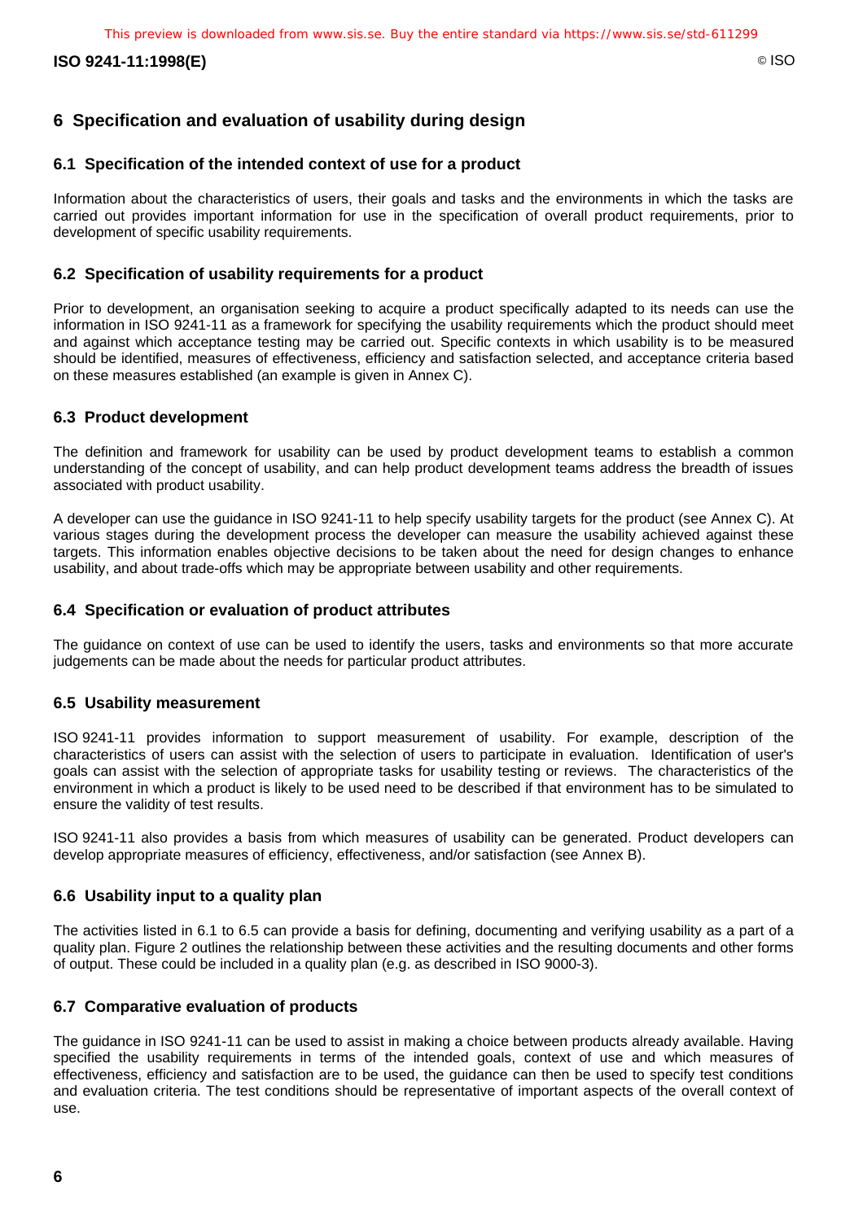## 6 Specification and evaluation of usability during design

### 6.1 Specification of the intended context of use for a product

Information about the characteristics of users, their goals and tasks and the environments in which the tasks are carried out provides important information for use in the specification of overall product requirements, prior to development of specific usability requirements.

### 6.2 Specification of usability requirements for a product

Prior to development, an organisation seeking to acquire a product specifically adapted to its needs can use the information in ISO 9241-11 as a framework for specifying the usability requirements which the product should meet and against which acceptance testing may be carried out. Specific contexts in which usability is to be measured should be identified, measures of effectiveness, efficiency and satisfaction selected, and acceptance criteria based on these measures established (an example is given in Annex C).

### 6.3 Product development

The definition and framework for usability can be used by product development teams to establish a common understanding of the concept of usability, and can help product development teams address the breadth of issues associated with product usability.

A developer can use the guidance in ISO 9241-11 to help specify usability targets for the product (see Annex C). At various stages during the development process the developer can measure the usability achieved against these targets. This information enables objective decisions to be taken about the need for design changes to enhance usability, and about trade-offs which may be appropriate between usability and other requirements.

### 6.4 Specification or evaluation of product attributes

The guidance on context of use can be used to identify the users, tasks and environments so that more accurate judgements can be made about the needs for particular product attributes.

### 6.5 Usability measurement

ISO 9241-11 provides information to support measurement of usability. For example, description of the characteristics of users can assist with the selection of users to participate in evaluation. Identification of user's goals can assist with the selection of appropriate tasks for usability testing or reviews. The characteristics of the environment in which a product is likely to be used need to be described if that environment has to be simulated to ensure the validity of test results.

ISO 9241-11 also provides a basis from which measures of usability can be generated. Product developers can develop appropriate measures of efficiency, effectiveness, and/or satisfaction (see Annex B).

### 6.6 Usability input to a quality plan

The activities listed in 6.1 to 6.5 can provide a basis for defining, documenting and verifying usability as a part of a quality plan. Figure 2 outlines the relationship between these activities and the resulting documents and other forms of output. These could be included in a quality plan (e.g. as described in ISO 9000-3).

### 6.7 Comparative evaluation of products

The guidance in ISO 9241-11 can be used to assist in making a choice between products already available. Having specified the usability requirements in terms of the intended goals, context of use and which measures of effectiveness, efficiency and satisfaction are to be used, the guidance can then be used to specify test conditions and evaluation criteria. The test conditions should be representative of important aspects of the overall context of use.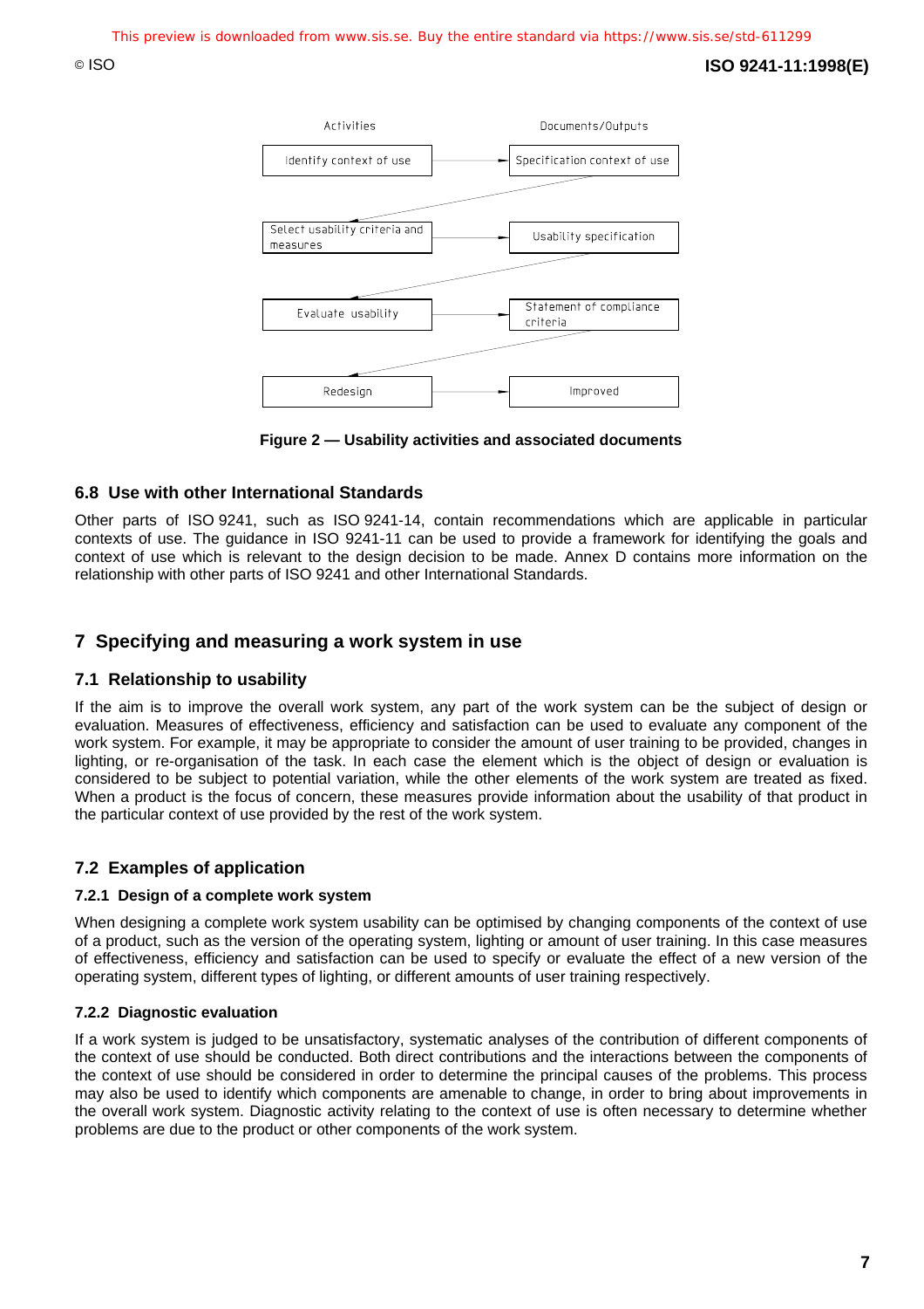Activities

Documents/Outputs

Identify context of use

Specification context of use

Select usability criteria and measures

Usability specification

Evaluate usability

Statement of compliance criteria

Redesign

Improved

**Figure 2 — Usability activities and associated documents**

### 6.8 Use with other International Standards

Other parts of ISO 9241, such as ISO 9241-14, contain recommendations which are applicable in particular contexts of use. The guidance in ISO 9241-11 can be used to provide a framework for identifying the goals and context of use which is relevant to the design decision to be made. Annex D contains more information on the relationship with other parts of ISO 9241 and other International Standards.

## 7 Specifying and measuring a work system in use

### 7.1 Relationship to usability

If the aim is to improve the overall work system, any part of the work system can be the subject of design or evaluation. Measures of effectiveness, efficiency and satisfaction can be used to evaluate any component of the work system. For example, it may be appropriate to consider the amount of user training to be provided, changes in lighting, or re-organisation of the task. In each case the element which is the object of design or evaluation is considered to be subject to potential variation, while the other elements of the work system are treated as fixed. When a product is the focus of concern, these measures provide information about the usability of that product in the particular context of use provided by the rest of the work system.

### 7.2 Examples of application

#### 7.2.1 Design of a complete work system

When designing a complete work system usability can be optimised by changing components of the context of use of a product, such as the version of the operating system, lighting or amount of user training. In this case measures of effectiveness, efficiency and satisfaction can be used to specify or evaluate the effect of a new version of the operating system, different types of lighting, or different amounts of user training respectively.

#### 7.2.2 Diagnostic evaluation

If a work system is judged to be unsatisfactory, systematic analyses of the contribution of different components of the context of use should be conducted. Both direct contributions and the interactions between the components of the context of use should be considered in order to determine the principal causes of the problems. This process may also be used to identify which components are amenable to change, in order to bring about improvements in the overall work system. Diagnostic activity relating to the context of use is often necessary to determine whether problems are due to the product or other components of the work system.